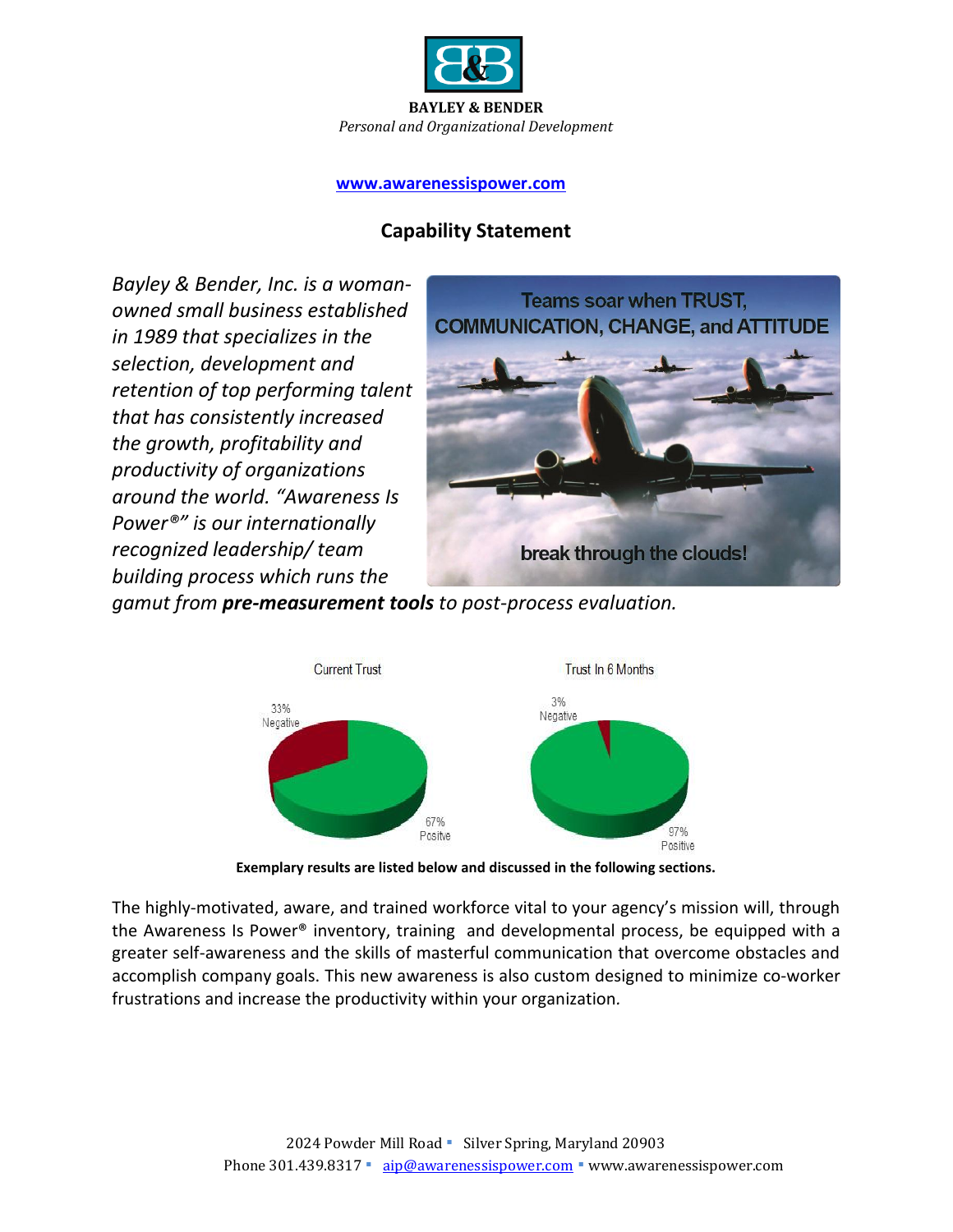**BAYLEY & BENDER**

*Personal and Organizational Development*

[www.awarenessispower.com](http://www.awarenessispower.com)

## Capability Statement

*Bayley & Bender, Inc. is a woman-owned small business established in 1989 that specializes in the selection, development and retention of top performing talent that has consistently increased the growth, profitability and productivity of organizations around the world. "Awareness Is Power®" is our internationally recognized leadership/ team building process which runs the gamut from **pre-measurement tools** to post-process evaluation.*

Teams soar when TRUST, COMMUNICATION, CHANGE, and ATTITUDE

break through the clouds!

Current Trust

33% Negative

67% Positive

Trust In 6 Months

3% Negative

97% Positive

**Exemplary results are listed below and discussed in the following sections.**

The highly-motivated, aware, and trained workforce vital to your agency's mission will, through the Awareness Is Power® inventory, training and developmental process, be equipped with a greater self-awareness and the skills of masterful communication that overcome obstacles and accomplish company goals. This new awareness is also custom designed to minimize co-worker frustrations and increase the productivity within your organization.

2024 Powder Mill Road ▪ Silver Spring, Maryland 20903

Phone 301.439.8317 ▪ aip@awarenessispower.com ▪ www.awarenessispower.com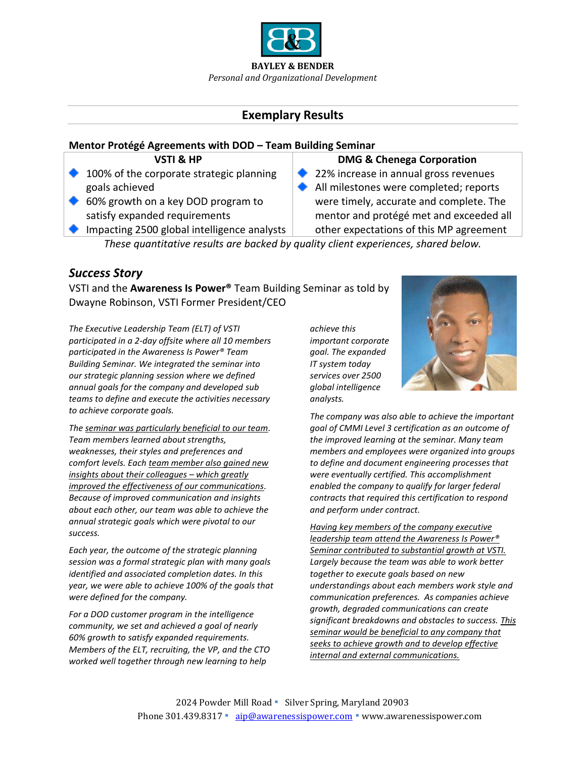**BAYLEY & BENDER**

*Personal and Organizational Development*

## Exemplary Results

### Mentor Protégé Agreements with DOD – Team Building Seminar

| VSTI & HP | DMG & Chenega Corporation |
|---|---|
| • 100% of the corporate strategic planning goals achieved<br>• 60% growth on a key DOD program to satisfy expanded requirements<br>• Impacting 2500 global intelligence analysts | • 22% increase in annual gross revenues<br>• All milestones were completed; reports were timely, accurate and complete. The mentor and protégé met and exceeded all other expectations of this MP agreement |

*These quantitative results are backed by quality client experiences, shared below.*

## *Success Story*

VSTI and the **Awareness Is Power®** Team Building Seminar as told by Dwayne Robinson, VSTI Former President/CEO

*The Executive Leadership Team (ELT) of VSTI participated in a 2-day offsite where all 10 members participated in the Awareness Is Power® Team Building Seminar. We integrated the seminar into our strategic planning session where we defined annual goals for the company and developed sub teams to define and execute the activities necessary to achieve corporate goals.*

*The seminar was particularly beneficial to our team. Team members learned about strengths, weaknesses, their styles and preferences and comfort levels. Each team member also gained new insights about their colleagues – which greatly improved the effectiveness of our communications. Because of improved communication and insights about each other, our team was able to achieve the annual strategic goals which were pivotal to our success.*

*Each year, the outcome of the strategic planning session was a formal strategic plan with many goals identified and associated completion dates. In this year, we were able to achieve 100% of the goals that were defined for the company.*

*For a DOD customer program in the intelligence community, we set and achieved a goal of nearly 60% growth to satisfy expanded requirements. Members of the ELT, recruiting, the VP, and the CTO worked well together through new learning to help achieve this important corporate goal. The expanded IT system today services over 2500 global intelligence analysts.*

*The company was also able to achieve the important goal of CMMI Level 3 certification as an outcome of the improved learning at the seminar. Many team members and employees were organized into groups to define and document engineering processes that were eventually certified. This accomplishment enabled the company to qualify for larger federal contracts that required this certification to respond and perform under contract.*

*Having key members of the company executive leadership team attend the Awareness Is Power® Seminar contributed to substantial growth at VSTI. Largely because the team was able to work better together to execute goals based on new understandings about each members work style and communication preferences. As companies achieve growth, degraded communications can create significant breakdowns and obstacles to success. This seminar would be beneficial to any company that seeks to achieve growth and to develop effective internal and external communications.*

2024 Powder Mill Road ▪ Silver Spring, Maryland 20903
Phone 301.439.8317 ▪ aip@awarenessispower.com ▪ www.awarenessispower.com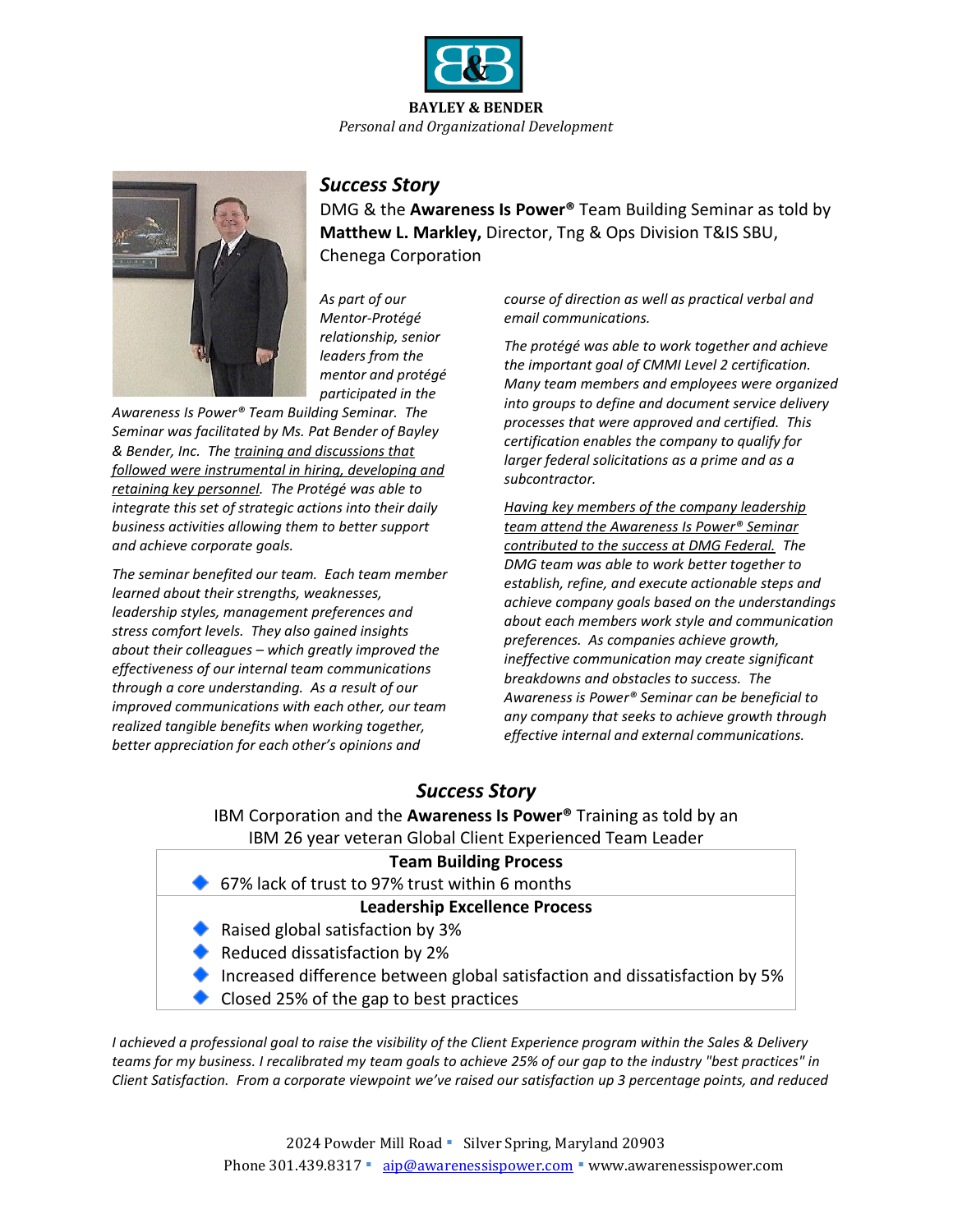**BAYLEY & BENDER**

*Personal and Organizational Development*

## *Success Story*

DMG & the **Awareness Is Power®** Team Building Seminar as told by **Matthew L. Markley,** Director, Tng & Ops Division T&IS SBU, Chenega Corporation

*As part of our Mentor-Protégé relationship, senior leaders from the mentor and protégé participated in the Awareness Is Power® Team Building Seminar. The Seminar was facilitated by Ms. Pat Bender of Bayley & Bender, Inc. The* <u>*training and discussions that followed were instrumental in hiring, developing and retaining key personnel*</u>*. The Protégé was able to integrate this set of strategic actions into their daily business activities allowing them to better support and achieve corporate goals.*

*The seminar benefited our team. Each team member learned about their strengths, weaknesses, leadership styles, management preferences and stress comfort levels. They also gained insights about their colleagues – which greatly improved the effectiveness of our internal team communications through a core understanding. As a result of our improved communications with each other, our team realized tangible benefits when working together, better appreciation for each other's opinions and course of direction as well as practical verbal and email communications.*

*The protégé was able to work together and achieve the important goal of CMMI Level 2 certification. Many team members and employees were organized into groups to define and document service delivery processes that were approved and certified. This certification enables the company to qualify for larger federal solicitations as a prime and as a subcontractor.*

<u>*Having key members of the company leadership team attend the Awareness Is Power® Seminar contributed to the success at DMG Federal.*</u> *The DMG team was able to work better together to establish, refine, and execute actionable steps and achieve company goals based on the understandings about each members work style and communication preferences. As companies achieve growth, ineffective communication may create significant breakdowns and obstacles to success. The Awareness is Power® Seminar can be beneficial to any company that seeks to achieve growth through effective internal and external communications.*

## *Success Story*

IBM Corporation and the **Awareness Is Power®** Training as told by an IBM 26 year veteran Global Client Experienced Team Leader

**Team Building Process**

- 67% lack of trust to 97% trust within 6 months

**Leadership Excellence Process**

- Raised global satisfaction by 3%
- Reduced dissatisfaction by 2%
- Increased difference between global satisfaction and dissatisfaction by 5%
- Closed 25% of the gap to best practices

*I achieved a professional goal to raise the visibility of the Client Experience program within the Sales & Delivery teams for my business. I recalibrated my team goals to achieve 25% of our gap to the industry "best practices" in Client Satisfaction. From a corporate viewpoint we've raised our satisfaction up 3 percentage points, and reduced*

2024 Powder Mill Road ▪ Silver Spring, Maryland 20903
Phone 301.439.8317 ▪ aip@awarenessispower.com ▪ www.awarenessispower.com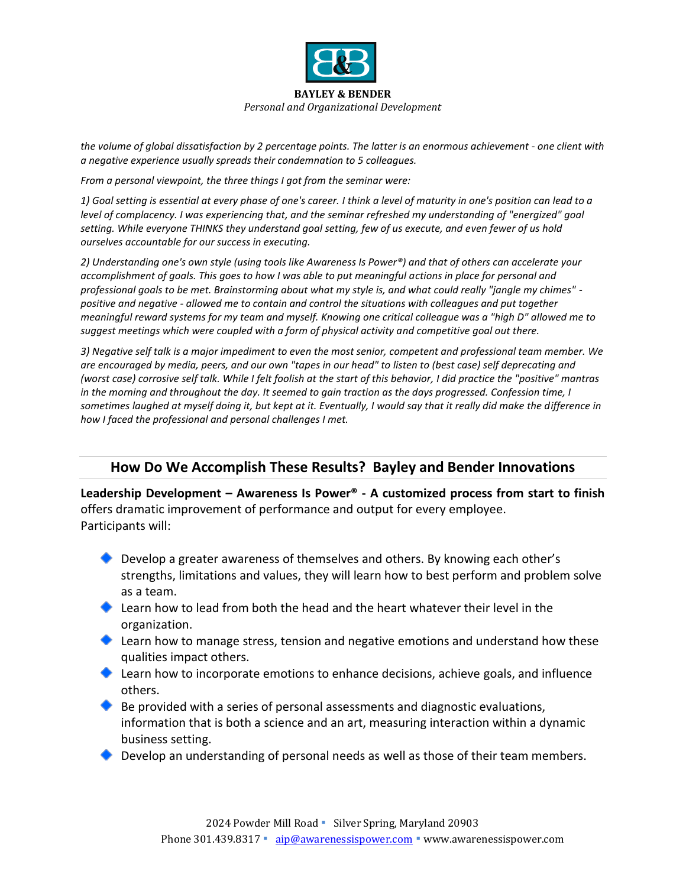*the volume of global dissatisfaction by 2 percentage points. The latter is an enormous achievement - one client with a negative experience usually spreads their condemnation to 5 colleagues.*

*From a personal viewpoint, the three things I got from the seminar were:*

*1) Goal setting is essential at every phase of one's career. I think a level of maturity in one's position can lead to a level of complacency. I was experiencing that, and the seminar refreshed my understanding of "energized" goal setting. While everyone THINKS they understand goal setting, few of us execute, and even fewer of us hold ourselves accountable for our success in executing.*

*2) Understanding one's own style (using tools like Awareness Is Power®) and that of others can accelerate your accomplishment of goals. This goes to how I was able to put meaningful actions in place for personal and professional goals to be met. Brainstorming about what my style is, and what could really "jangle my chimes" - positive and negative - allowed me to contain and control the situations with colleagues and put together meaningful reward systems for my team and myself. Knowing one critical colleague was a "high D" allowed me to suggest meetings which were coupled with a form of physical activity and competitive goal out there.*

*3) Negative self talk is a major impediment to even the most senior, competent and professional team member. We are encouraged by media, peers, and our own "tapes in our head" to listen to (best case) self deprecating and (worst case) corrosive self talk. While I felt foolish at the start of this behavior, I did practice the "positive" mantras in the morning and throughout the day. It seemed to gain traction as the days progressed. Confession time, I sometimes laughed at myself doing it, but kept at it. Eventually, I would say that it really did make the difference in how I faced the professional and personal challenges I met.*

## How Do We Accomplish These Results? Bayley and Bender Innovations

**Leadership Development – Awareness Is Power® - A customized process from start to finish** offers dramatic improvement of performance and output for every employee.
Participants will:

- Develop a greater awareness of themselves and others. By knowing each other's strengths, limitations and values, they will learn how to best perform and problem solve as a team.
- Learn how to lead from both the head and the heart whatever their level in the organization.
- Learn how to manage stress, tension and negative emotions and understand how these qualities impact others.
- Learn how to incorporate emotions to enhance decisions, achieve goals, and influence others.
- Be provided with a series of personal assessments and diagnostic evaluations, information that is both a science and an art, measuring interaction within a dynamic business setting.
- Develop an understanding of personal needs as well as those of their team members.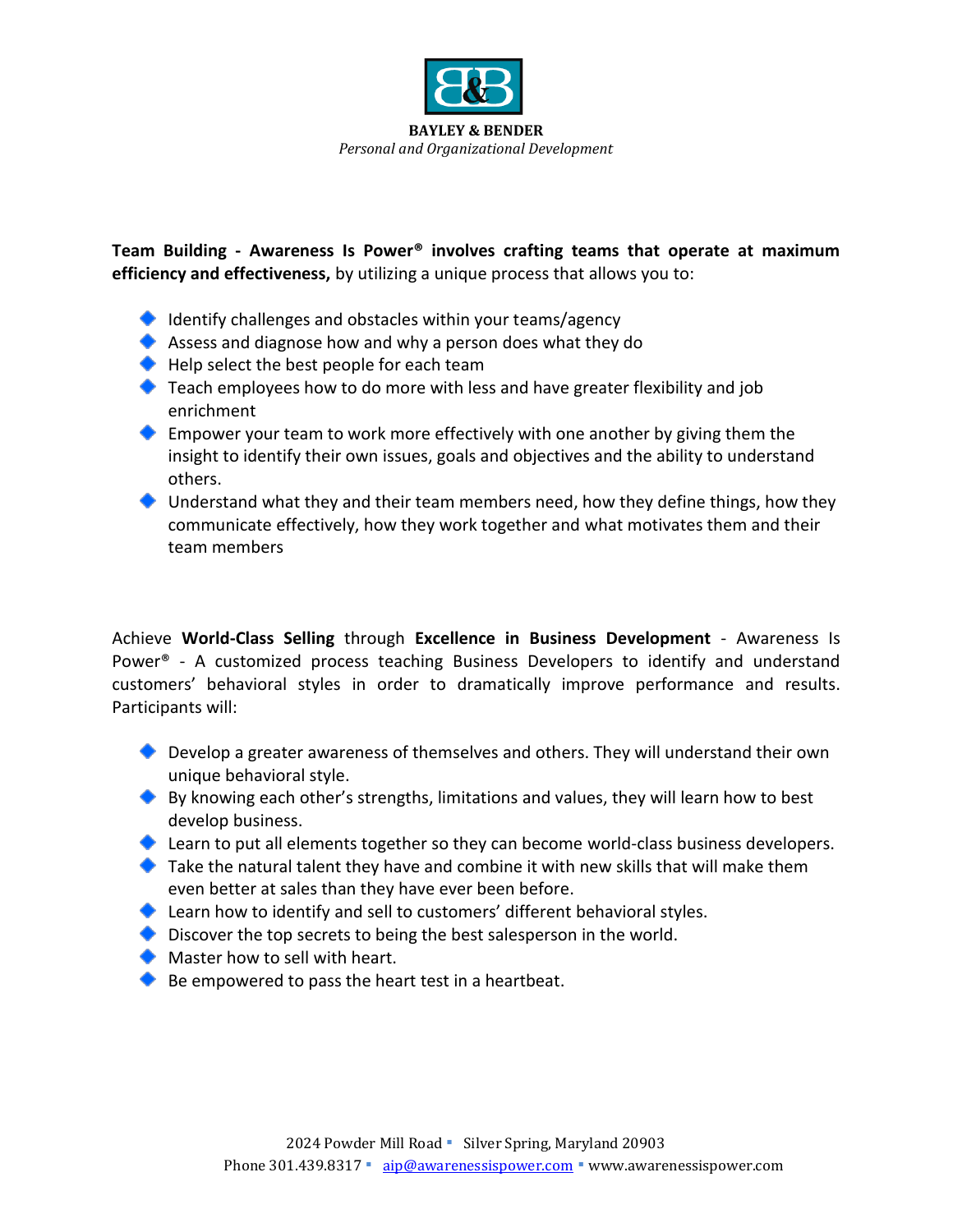**BAYLEY & BENDER**
*Personal and Organizational Development*

**Team Building - Awareness Is Power® involves crafting teams that operate at maximum efficiency and effectiveness,** by utilizing a unique process that allows you to:

- Identify challenges and obstacles within your teams/agency
- Assess and diagnose how and why a person does what they do
- Help select the best people for each team
- Teach employees how to do more with less and have greater flexibility and job enrichment
- Empower your team to work more effectively with one another by giving them the insight to identify their own issues, goals and objectives and the ability to understand others.
- Understand what they and their team members need, how they define things, how they communicate effectively, how they work together and what motivates them and their team members

Achieve **World-Class Selling** through **Excellence in Business Development** - Awareness Is Power® - A customized process teaching Business Developers to identify and understand customers' behavioral styles in order to dramatically improve performance and results. Participants will:

- Develop a greater awareness of themselves and others. They will understand their own unique behavioral style.
- By knowing each other's strengths, limitations and values, they will learn how to best develop business.
- Learn to put all elements together so they can become world-class business developers.
- Take the natural talent they have and combine it with new skills that will make them even better at sales than they have ever been before.
- Learn how to identify and sell to customers' different behavioral styles.
- Discover the top secrets to being the best salesperson in the world.
- Master how to sell with heart.
- Be empowered to pass the heart test in a heartbeat.

2024 Powder Mill Road ▪ Silver Spring, Maryland 20903
Phone 301.439.8317 ▪ aip@awarenessispower.com ▪ www.awarenessispower.com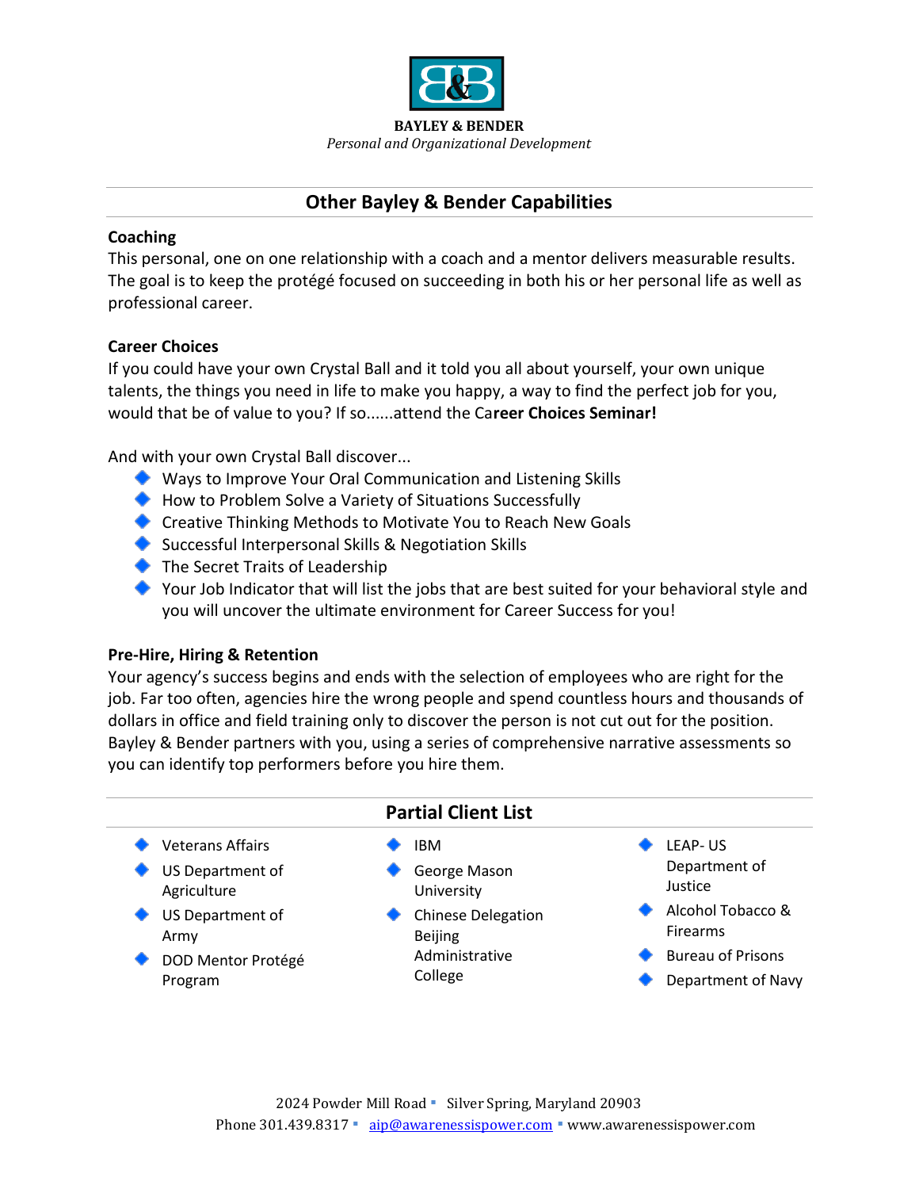**BAYLEY & BENDER**
*Personal and Organizational Development*

## Other Bayley & Bender Capabilities

**Coaching**
This personal, one on one relationship with a coach and a mentor delivers measurable results. The goal is to keep the protégé focused on succeeding in both his or her personal life as well as professional career.

**Career Choices**
If you could have your own Crystal Ball and it told you all about yourself, your own unique talents, the things you need in life to make you happy, a way to find the perfect job for you, would that be of value to you? If so......attend the Ca**reer Choices Seminar!**

And with your own Crystal Ball discover...

- Ways to Improve Your Oral Communication and Listening Skills
- How to Problem Solve a Variety of Situations Successfully
- Creative Thinking Methods to Motivate You to Reach New Goals
- Successful Interpersonal Skills & Negotiation Skills
- The Secret Traits of Leadership
- Your Job Indicator that will list the jobs that are best suited for your behavioral style and you will uncover the ultimate environment for Career Success for you!

**Pre-Hire, Hiring & Retention**
Your agency's success begins and ends with the selection of employees who are right for the job. Far too often, agencies hire the wrong people and spend countless hours and thousands of dollars in office and field training only to discover the person is not cut out for the position. Bayley & Bender partners with you, using a series of comprehensive narrative assessments so you can identify top performers before you hire them.

## Partial Client List

- Veterans Affairs
- US Department of Agriculture
- US Department of Army
- DOD Mentor Protégé Program
- IBM
- George Mason University
- Chinese Delegation Beijing Administrative College
- LEAP- US Department of Justice
- Alcohol Tobacco & Firearms
- Bureau of Prisons
- Department of Navy

2024 Powder Mill Road ▪ Silver Spring, Maryland 20903
Phone 301.439.8317 ▪ aip@awarenessispower.com ▪ www.awarenessispower.com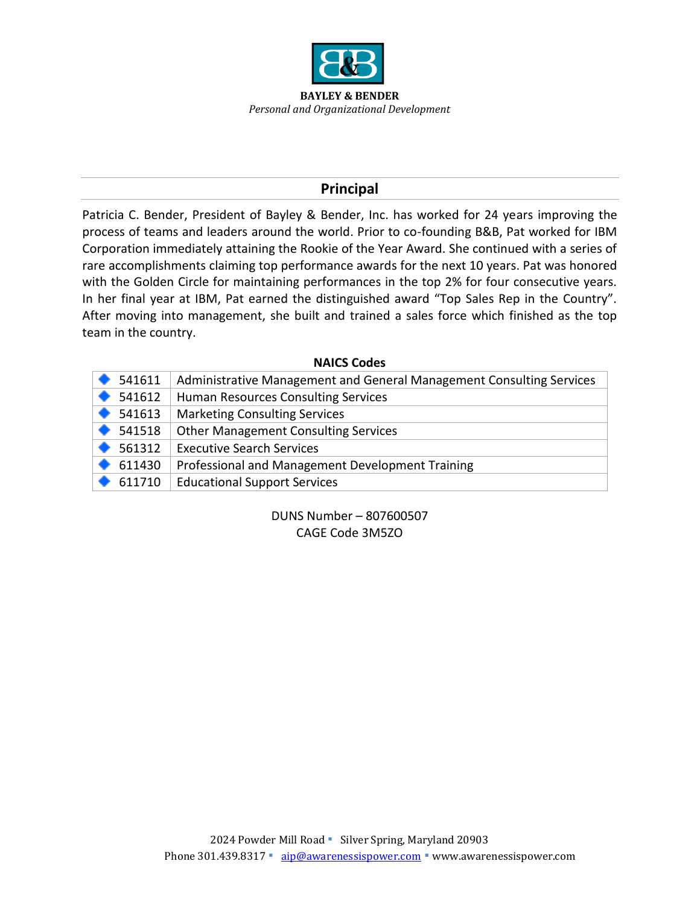**BAYLEY & BENDER**

*Personal and Organizational Development*

## Principal

Patricia C. Bender, President of Bayley & Bender, Inc. has worked for 24 years improving the process of teams and leaders around the world. Prior to co-founding B&B, Pat worked for IBM Corporation immediately attaining the Rookie of the Year Award. She continued with a series of rare accomplishments claiming top performance awards for the next 10 years. Pat was honored with the Golden Circle for maintaining performances in the top 2% for four consecutive years. In her final year at IBM, Pat earned the distinguished award “Top Sales Rep in the Country”. After moving into management, she built and trained a sales force which finished as the top team in the country.

**NAICS Codes**

| | |
|---|---|
| 541611 | Administrative Management and General Management Consulting Services |
| 541612 | Human Resources Consulting Services |
| 541613 | Marketing Consulting Services |
| 541518 | Other Management Consulting Services |
| 561312 | Executive Search Services |
| 611430 | Professional and Management Development Training |
| 611710 | Educational Support Services |

DUNS Number – 807600507
CAGE Code 3M5ZO

2024 Powder Mill Road ▪ Silver Spring, Maryland 20903
Phone 301.439.8317 ▪ aip@awarenessispower.com ▪ www.awarenessispower.com